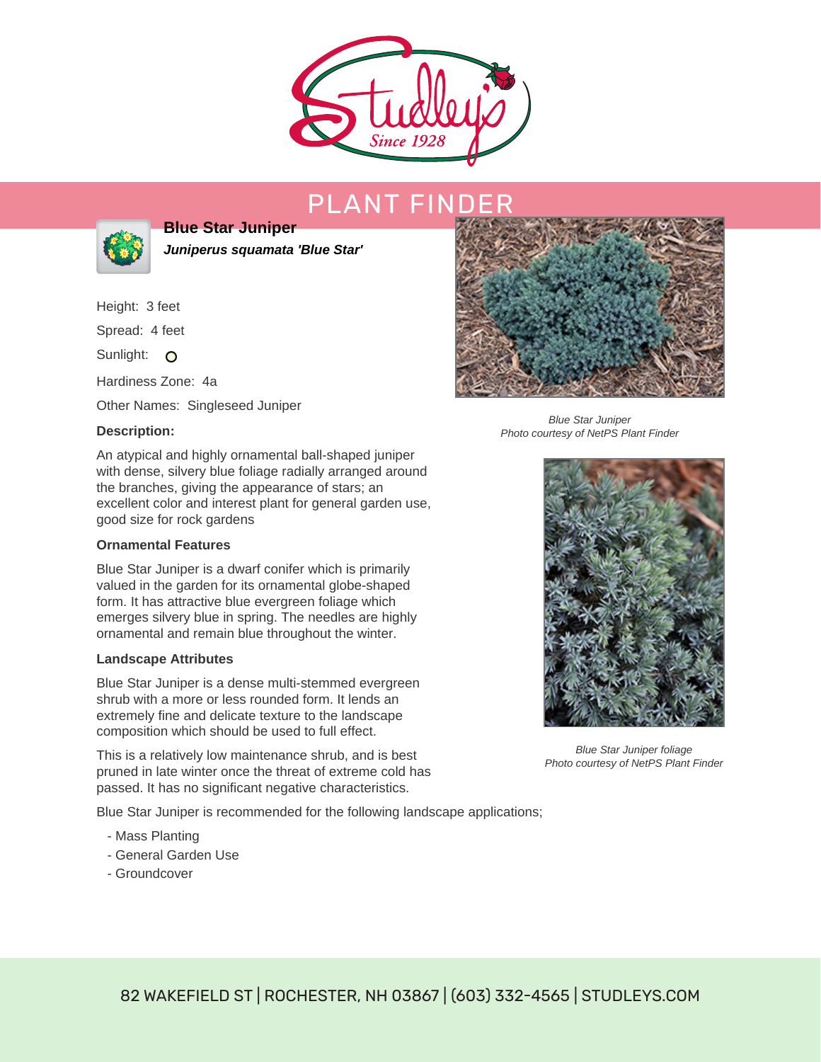# PLANT FINDER

## Blue Star Juniper

***Juniperus squamata 'Blue Star'***

Height: 3 feet

Spread: 4 feet

Sunlight:

Hardiness Zone: 4a

Other Names: Singleseed Juniper

**Description:**

An atypical and highly ornamental ball-shaped juniper with dense, silvery blue foliage radially arranged around the branches, giving the appearance of stars; an excellent color and interest plant for general garden use, good size for rock gardens

**Ornamental Features**

Blue Star Juniper is a dwarf conifer which is primarily valued in the garden for its ornamental globe-shaped form. It has attractive blue evergreen foliage which emerges silvery blue in spring. The needles are highly ornamental and remain blue throughout the winter.

**Landscape Attributes**

Blue Star Juniper is a dense multi-stemmed evergreen shrub with a more or less rounded form. It lends an extremely fine and delicate texture to the landscape composition which should be used to full effect.

This is a relatively low maintenance shrub, and is best pruned in late winter once the threat of extreme cold has passed. It has no significant negative characteristics.

Blue Star Juniper is recommended for the following landscape applications;

- Mass Planting
- General Garden Use
- Groundcover

*Blue Star Juniper*
*Photo courtesy of NetPS Plant Finder*

*Blue Star Juniper foliage*
*Photo courtesy of NetPS Plant Finder*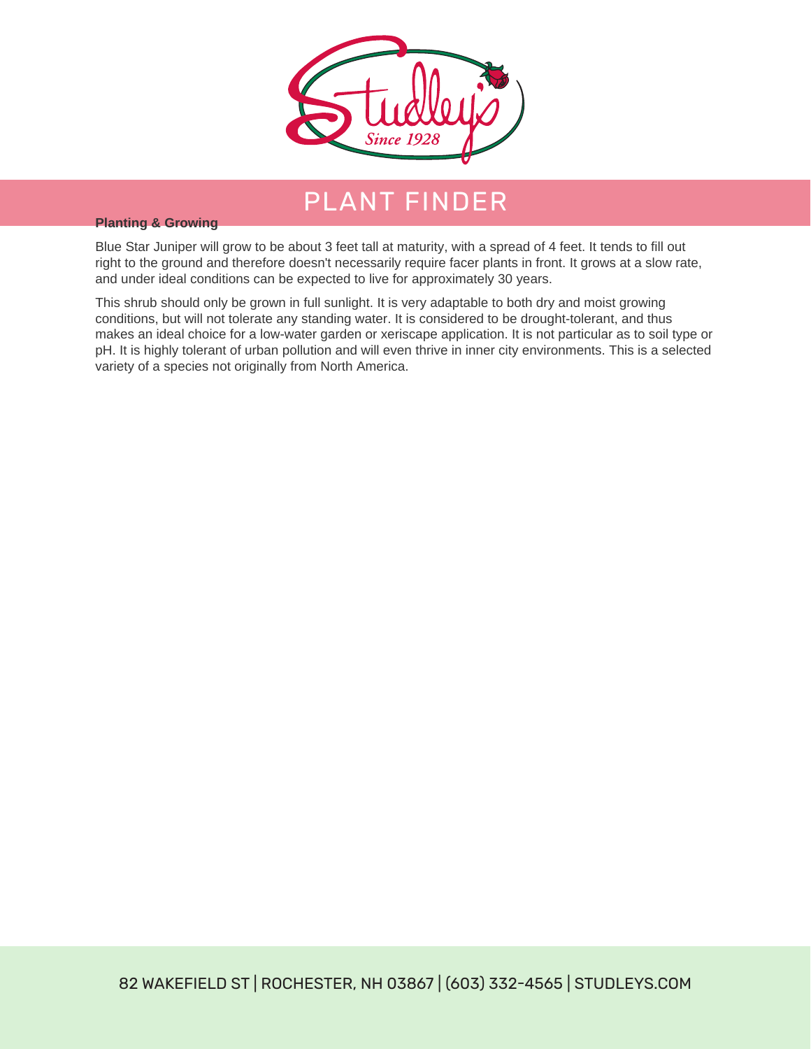# PLANT FINDER

**Planting & Growing**

Blue Star Juniper will grow to be about 3 feet tall at maturity, with a spread of 4 feet. It tends to fill out right to the ground and therefore doesn't necessarily require facer plants in front. It grows at a slow rate, and under ideal conditions can be expected to live for approximately 30 years.

This shrub should only be grown in full sunlight. It is very adaptable to both dry and moist growing conditions, but will not tolerate any standing water. It is considered to be drought-tolerant, and thus makes an ideal choice for a low-water garden or xeriscape application. It is not particular as to soil type or pH. It is highly tolerant of urban pollution and will even thrive in inner city environments. This is a selected variety of a species not originally from North America.